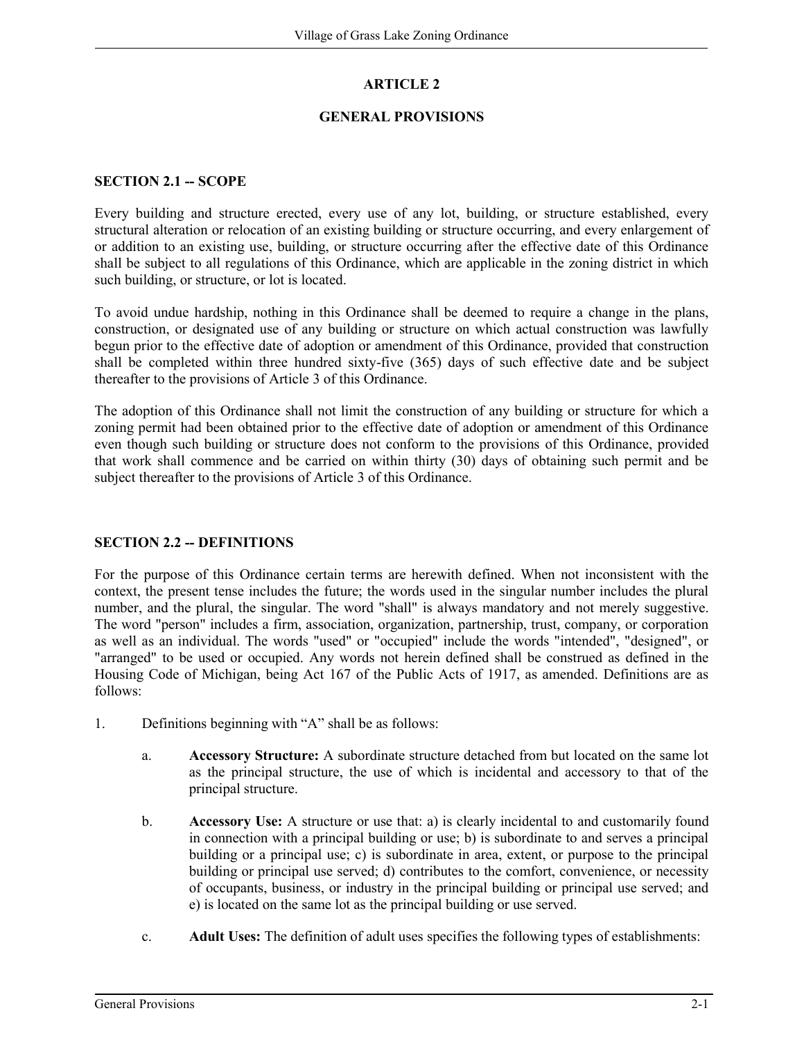# ARTICLE 2

## GENERAL PROVISIONS

### SECTION 2.1 -- SCOPE

Every building and structure erected, every use of any lot, building, or structure established, every structural alteration or relocation of an existing building or structure occurring, and every enlargement of or addition to an existing use, building, or structure occurring after the effective date of this Ordinance shall be subject to all regulations of this Ordinance, which are applicable in the zoning district in which such building, or structure, or lot is located.

To avoid undue hardship, nothing in this Ordinance shall be deemed to require a change in the plans, construction, or designated use of any building or structure on which actual construction was lawfully begun prior to the effective date of adoption or amendment of this Ordinance, provided that construction shall be completed within three hundred sixty-five (365) days of such effective date and be subject thereafter to the provisions of Article 3 of this Ordinance.

The adoption of this Ordinance shall not limit the construction of any building or structure for which a zoning permit had been obtained prior to the effective date of adoption or amendment of this Ordinance even though such building or structure does not conform to the provisions of this Ordinance, provided that work shall commence and be carried on within thirty (30) days of obtaining such permit and be subject thereafter to the provisions of Article 3 of this Ordinance.

### SECTION 2.2 -- DEFINITIONS

For the purpose of this Ordinance certain terms are herewith defined. When not inconsistent with the context, the present tense includes the future; the words used in the singular number includes the plural number, and the plural, the singular. The word "shall" is always mandatory and not merely suggestive. The word "person" includes a firm, association, organization, partnership, trust, company, or corporation as well as an individual. The words "used" or "occupied" include the words "intended", "designed", or "arranged" to be used or occupied. Any words not herein defined shall be construed as defined in the Housing Code of Michigan, being Act 167 of the Public Acts of 1917, as amended. Definitions are as follows:

1. Definitions beginning with "A" shall be as follows:

   a. **Accessory Structure:** A subordinate structure detached from but located on the same lot as the principal structure, the use of which is incidental and accessory to that of the principal structure.

   b. **Accessory Use:** A structure or use that: a) is clearly incidental to and customarily found in connection with a principal building or use; b) is subordinate to and serves a principal building or a principal use; c) is subordinate in area, extent, or purpose to the principal building or principal use served; d) contributes to the comfort, convenience, or necessity of occupants, business, or industry in the principal building or principal use served; and e) is located on the same lot as the principal building or use served.

   c. **Adult Uses:** The definition of adult uses specifies the following types of establishments: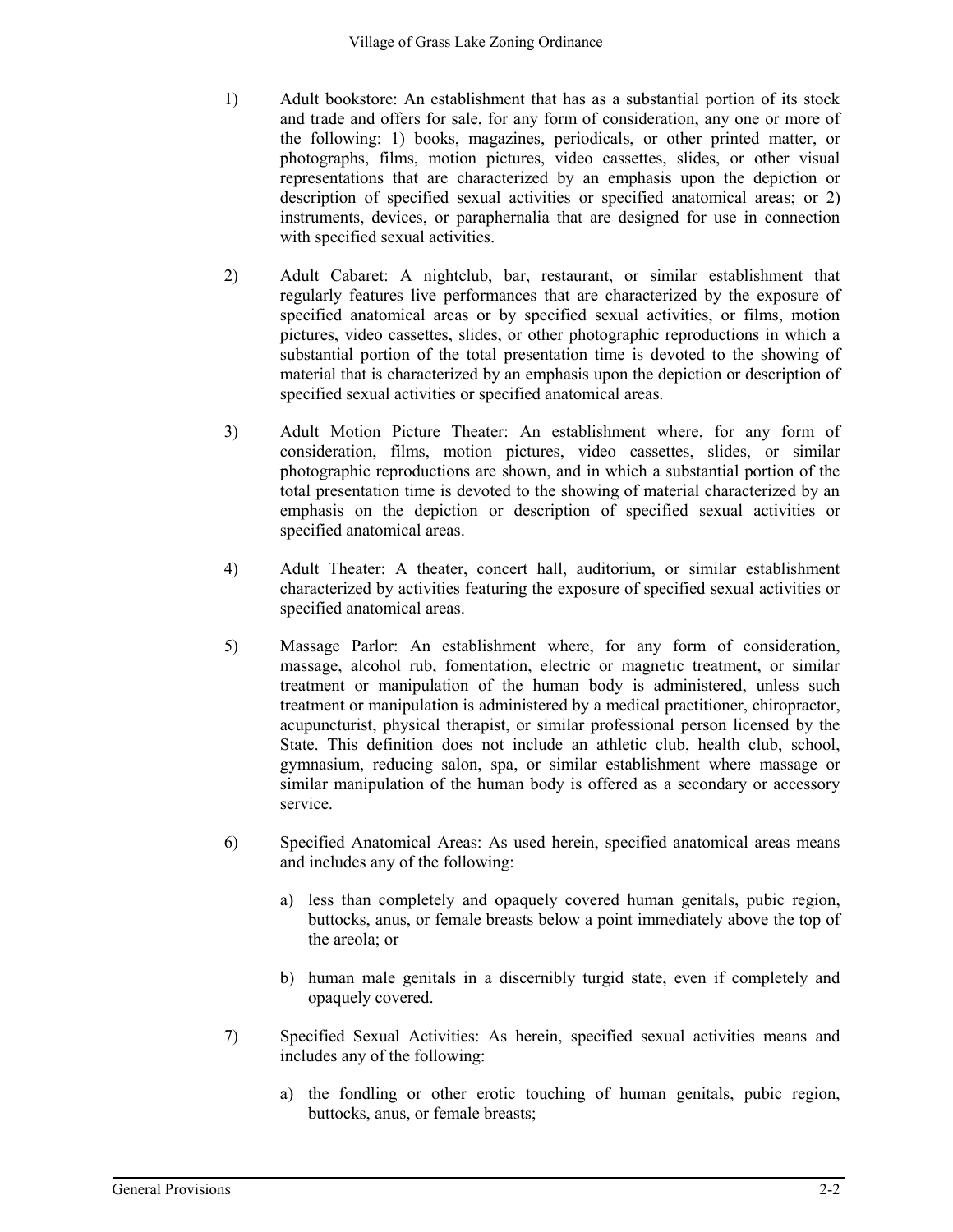1) Adult bookstore: An establishment that has as a substantial portion of its stock and trade and offers for sale, for any form of consideration, any one or more of the following: 1) books, magazines, periodicals, or other printed matter, or photographs, films, motion pictures, video cassettes, slides, or other visual representations that are characterized by an emphasis upon the depiction or description of specified sexual activities or specified anatomical areas; or 2) instruments, devices, or paraphernalia that are designed for use in connection with specified sexual activities.

2) Adult Cabaret: A nightclub, bar, restaurant, or similar establishment that regularly features live performances that are characterized by the exposure of specified anatomical areas or by specified sexual activities, or films, motion pictures, video cassettes, slides, or other photographic reproductions in which a substantial portion of the total presentation time is devoted to the showing of material that is characterized by an emphasis upon the depiction or description of specified sexual activities or specified anatomical areas.

3) Adult Motion Picture Theater: An establishment where, for any form of consideration, films, motion pictures, video cassettes, slides, or similar photographic reproductions are shown, and in which a substantial portion of the total presentation time is devoted to the showing of material characterized by an emphasis on the depiction or description of specified sexual activities or specified anatomical areas.

4) Adult Theater: A theater, concert hall, auditorium, or similar establishment characterized by activities featuring the exposure of specified sexual activities or specified anatomical areas.

5) Massage Parlor: An establishment where, for any form of consideration, massage, alcohol rub, fomentation, electric or magnetic treatment, or similar treatment or manipulation of the human body is administered, unless such treatment or manipulation is administered by a medical practitioner, chiropractor, acupuncturist, physical therapist, or similar professional person licensed by the State. This definition does not include an athletic club, health club, school, gymnasium, reducing salon, spa, or similar establishment where massage or similar manipulation of the human body is offered as a secondary or accessory service.

6) Specified Anatomical Areas: As used herein, specified anatomical areas means and includes any of the following:

   a) less than completely and opaquely covered human genitals, pubic region, buttocks, anus, or female breasts below a point immediately above the top of the areola; or

   b) human male genitals in a discernibly turgid state, even if completely and opaquely covered.

7) Specified Sexual Activities: As herein, specified sexual activities means and includes any of the following:

   a) the fondling or other erotic touching of human genitals, pubic region, buttocks, anus, or female breasts;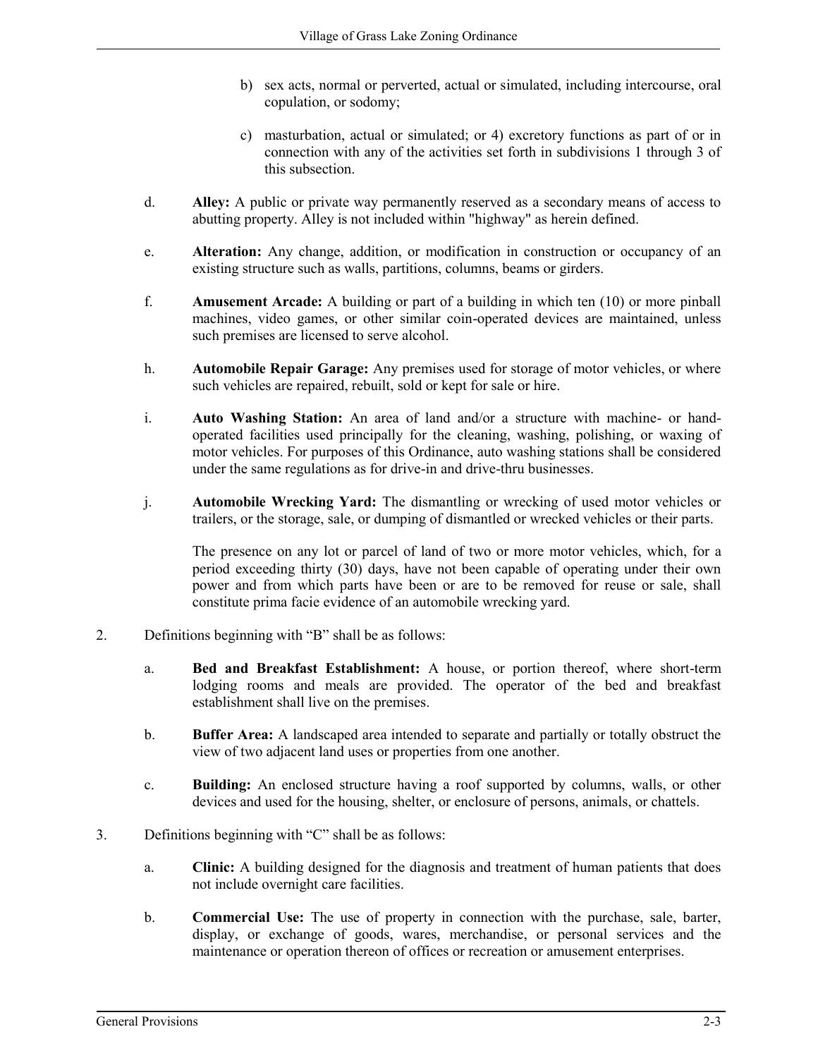b) sex acts, normal or perverted, actual or simulated, including intercourse, oral copulation, or sodomy;

c) masturbation, actual or simulated; or 4) excretory functions as part of or in connection with any of the activities set forth in subdivisions 1 through 3 of this subsection.

d. **Alley:** A public or private way permanently reserved as a secondary means of access to abutting property. Alley is not included within "highway" as herein defined.

e. **Alteration:** Any change, addition, or modification in construction or occupancy of an existing structure such as walls, partitions, columns, beams or girders.

f. **Amusement Arcade:** A building or part of a building in which ten (10) or more pinball machines, video games, or other similar coin-operated devices are maintained, unless such premises are licensed to serve alcohol.

h. **Automobile Repair Garage:** Any premises used for storage of motor vehicles, or where such vehicles are repaired, rebuilt, sold or kept for sale or hire.

i. **Auto Washing Station:** An area of land and/or a structure with machine- or hand-operated facilities used principally for the cleaning, washing, polishing, or waxing of motor vehicles. For purposes of this Ordinance, auto washing stations shall be considered under the same regulations as for drive-in and drive-thru businesses.

j. **Automobile Wrecking Yard:** The dismantling or wrecking of used motor vehicles or trailers, or the storage, sale, or dumping of dismantled or wrecked vehicles or their parts.

The presence on any lot or parcel of land of two or more motor vehicles, which, for a period exceeding thirty (30) days, have not been capable of operating under their own power and from which parts have been or are to be removed for reuse or sale, shall constitute prima facie evidence of an automobile wrecking yard.

2. Definitions beginning with "B" shall be as follows:

a. **Bed and Breakfast Establishment:** A house, or portion thereof, where short-term lodging rooms and meals are provided. The operator of the bed and breakfast establishment shall live on the premises.

b. **Buffer Area:** A landscaped area intended to separate and partially or totally obstruct the view of two adjacent land uses or properties from one another.

c. **Building:** An enclosed structure having a roof supported by columns, walls, or other devices and used for the housing, shelter, or enclosure of persons, animals, or chattels.

3. Definitions beginning with "C" shall be as follows:

a. **Clinic:** A building designed for the diagnosis and treatment of human patients that does not include overnight care facilities.

b. **Commercial Use:** The use of property in connection with the purchase, sale, barter, display, or exchange of goods, wares, merchandise, or personal services and the maintenance or operation thereon of offices or recreation or amusement enterprises.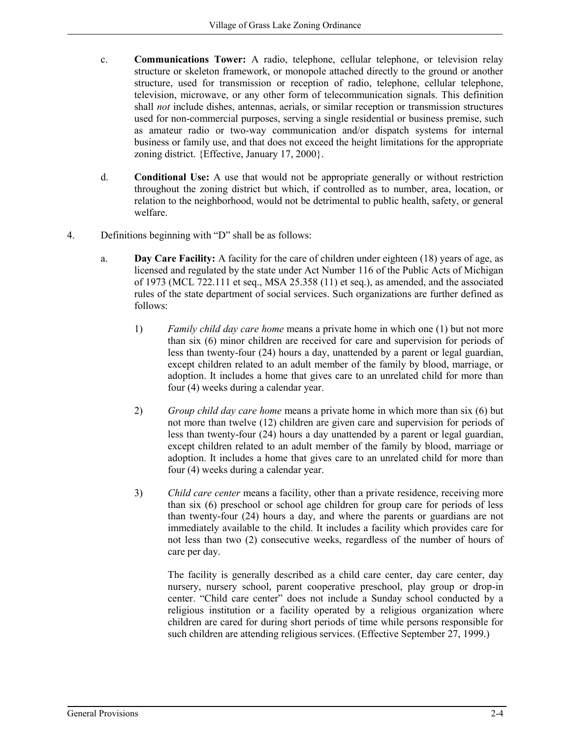c. **Communications Tower:** A radio, telephone, cellular telephone, or television relay structure or skeleton framework, or monopole attached directly to the ground or another structure, used for transmission or reception of radio, telephone, cellular telephone, television, microwave, or any other form of telecommunication signals. This definition shall *not* include dishes, antennas, aerials, or similar reception or transmission structures used for non-commercial purposes, serving a single residential or business premise, such as amateur radio or two-way communication and/or dispatch systems for internal business or family use, and that does not exceed the height limitations for the appropriate zoning district. {Effective, January 17, 2000}.

d. **Conditional Use:** A use that would not be appropriate generally or without restriction throughout the zoning district but which, if controlled as to number, area, location, or relation to the neighborhood, would not be detrimental to public health, safety, or general welfare.

4. Definitions beginning with "D" shall be as follows:

   a. **Day Care Facility:** A facility for the care of children under eighteen (18) years of age, as licensed and regulated by the state under Act Number 116 of the Public Acts of Michigan of 1973 (MCL 722.111 et seq., MSA 25.358 (11) et seq.), as amended, and the associated rules of the state department of social services. Such organizations are further defined as follows:

      1) *Family child day care home* means a private home in which one (1) but not more than six (6) minor children are received for care and supervision for periods of less than twenty-four (24) hours a day, unattended by a parent or legal guardian, except children related to an adult member of the family by blood, marriage, or adoption. It includes a home that gives care to an unrelated child for more than four (4) weeks during a calendar year.

      2) *Group child day care home* means a private home in which more than six (6) but not more than twelve (12) children are given care and supervision for periods of less than twenty-four (24) hours a day unattended by a parent or legal guardian, except children related to an adult member of the family by blood, marriage or adoption. It includes a home that gives care to an unrelated child for more than four (4) weeks during a calendar year.

      3) *Child care center* means a facility, other than a private residence, receiving more than six (6) preschool or school age children for group care for periods of less than twenty-four (24) hours a day, and where the parents or guardians are not immediately available to the child. It includes a facility which provides care for not less than two (2) consecutive weeks, regardless of the number of hours of care per day.

         The facility is generally described as a child care center, day care center, day nursery, nursery school, parent cooperative preschool, play group or drop-in center. "Child care center" does not include a Sunday school conducted by a religious institution or a facility operated by a religious organization where children are cared for during short periods of time while persons responsible for such children are attending religious services. (Effective September 27, 1999.)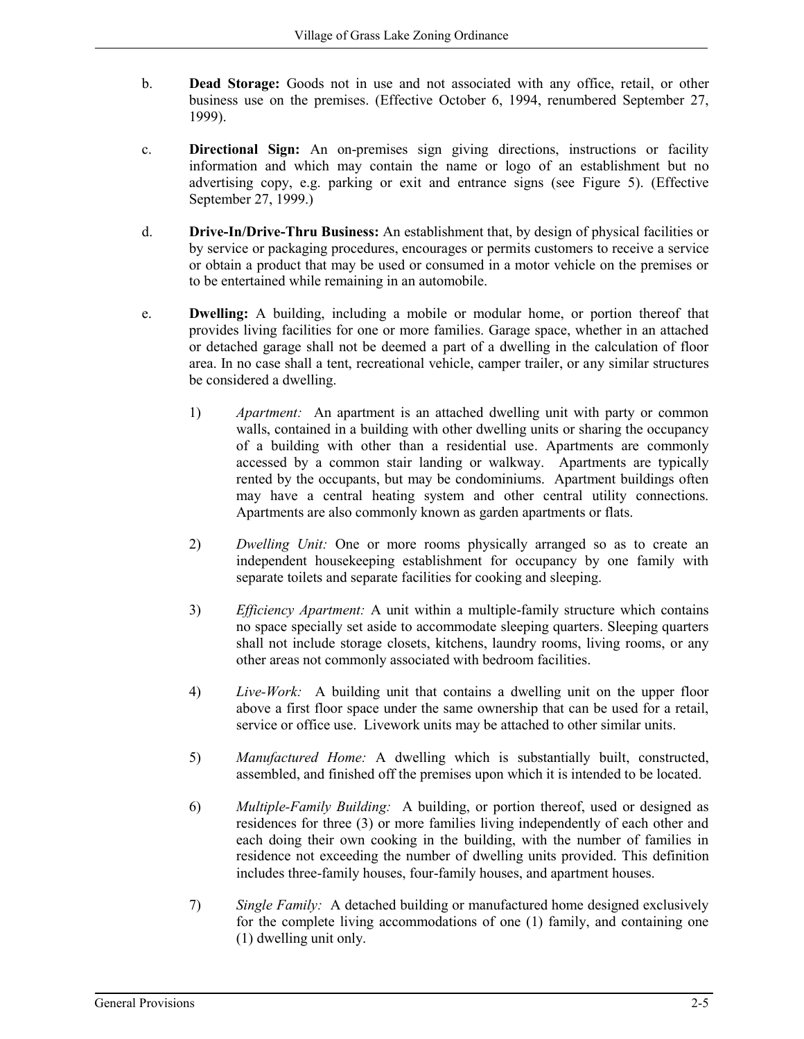b. **Dead Storage:** Goods not in use and not associated with any office, retail, or other business use on the premises. (Effective October 6, 1994, renumbered September 27, 1999).

c. **Directional Sign:** An on-premises sign giving directions, instructions or facility information and which may contain the name or logo of an establishment but no advertising copy, e.g. parking or exit and entrance signs (see Figure 5). (Effective September 27, 1999.)

d. **Drive-In/Drive-Thru Business:** An establishment that, by design of physical facilities or by service or packaging procedures, encourages or permits customers to receive a service or obtain a product that may be used or consumed in a motor vehicle on the premises or to be entertained while remaining in an automobile.

e. **Dwelling:** A building, including a mobile or modular home, or portion thereof that provides living facilities for one or more families. Garage space, whether in an attached or detached garage shall not be deemed a part of a dwelling in the calculation of floor area. In no case shall a tent, recreational vehicle, camper trailer, or any similar structures be considered a dwelling.

1) *Apartment:* An apartment is an attached dwelling unit with party or common walls, contained in a building with other dwelling units or sharing the occupancy of a building with other than a residential use. Apartments are commonly accessed by a common stair landing or walkway. Apartments are typically rented by the occupants, but may be condominiums. Apartment buildings often may have a central heating system and other central utility connections. Apartments are also commonly known as garden apartments or flats.

2) *Dwelling Unit:* One or more rooms physically arranged so as to create an independent housekeeping establishment for occupancy by one family with separate toilets and separate facilities for cooking and sleeping.

3) *Efficiency Apartment:* A unit within a multiple-family structure which contains no space specially set aside to accommodate sleeping quarters. Sleeping quarters shall not include storage closets, kitchens, laundry rooms, living rooms, or any other areas not commonly associated with bedroom facilities.

4) *Live-Work:* A building unit that contains a dwelling unit on the upper floor above a first floor space under the same ownership that can be used for a retail, service or office use. Livework units may be attached to other similar units.

5) *Manufactured Home:* A dwelling which is substantially built, constructed, assembled, and finished off the premises upon which it is intended to be located.

6) *Multiple-Family Building:* A building, or portion thereof, used or designed as residences for three (3) or more families living independently of each other and each doing their own cooking in the building, with the number of families in residence not exceeding the number of dwelling units provided. This definition includes three-family houses, four-family houses, and apartment houses.

7) *Single Family:* A detached building or manufactured home designed exclusively for the complete living accommodations of one (1) family, and containing one (1) dwelling unit only.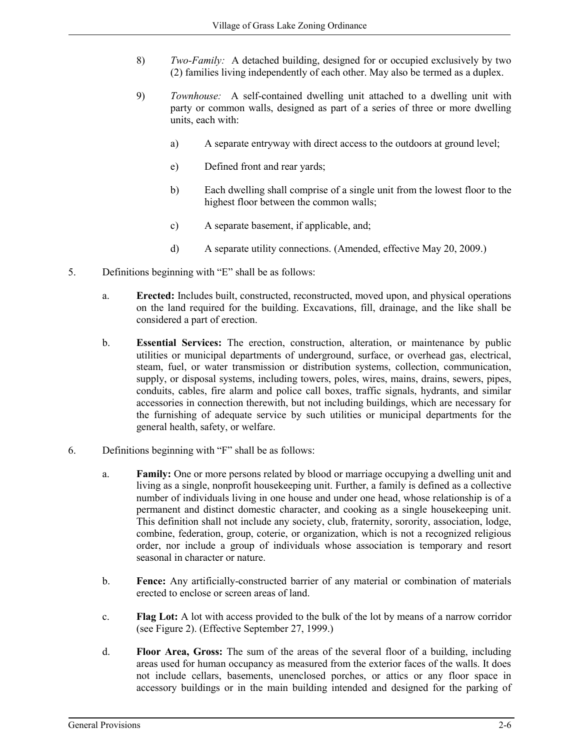8) *Two-Family:* A detached building, designed for or occupied exclusively by two (2) families living independently of each other. May also be termed as a duplex.

9) *Townhouse:* A self-contained dwelling unit attached to a dwelling unit with party or common walls, designed as part of a series of three or more dwelling units, each with:

   a) A separate entryway with direct access to the outdoors at ground level;

   e) Defined front and rear yards;

   b) Each dwelling shall comprise of a single unit from the lowest floor to the highest floor between the common walls;

   c) A separate basement, if applicable, and;

   d) A separate utility connections. (Amended, effective May 20, 2009.)

5. Definitions beginning with "E" shall be as follows:

   a. **Erected:** Includes built, constructed, reconstructed, moved upon, and physical operations on the land required for the building. Excavations, fill, drainage, and the like shall be considered a part of erection.

   b. **Essential Services:** The erection, construction, alteration, or maintenance by public utilities or municipal departments of underground, surface, or overhead gas, electrical, steam, fuel, or water transmission or distribution systems, collection, communication, supply, or disposal systems, including towers, poles, wires, mains, drains, sewers, pipes, conduits, cables, fire alarm and police call boxes, traffic signals, hydrants, and similar accessories in connection therewith, but not including buildings, which are necessary for the furnishing of adequate service by such utilities or municipal departments for the general health, safety, or welfare.

6. Definitions beginning with "F" shall be as follows:

   a. **Family:** One or more persons related by blood or marriage occupying a dwelling unit and living as a single, nonprofit housekeeping unit. Further, a family is defined as a collective number of individuals living in one house and under one head, whose relationship is of a permanent and distinct domestic character, and cooking as a single housekeeping unit. This definition shall not include any society, club, fraternity, sorority, association, lodge, combine, federation, group, coterie, or organization, which is not a recognized religious order, nor include a group of individuals whose association is temporary and resort seasonal in character or nature.

   b. **Fence:** Any artificially-constructed barrier of any material or combination of materials erected to enclose or screen areas of land.

   c. **Flag Lot:** A lot with access provided to the bulk of the lot by means of a narrow corridor (see Figure 2). (Effective September 27, 1999.)

   d. **Floor Area, Gross:** The sum of the areas of the several floor of a building, including areas used for human occupancy as measured from the exterior faces of the walls. It does not include cellars, basements, unenclosed porches, or attics or any floor space in accessory buildings or in the main building intended and designed for the parking of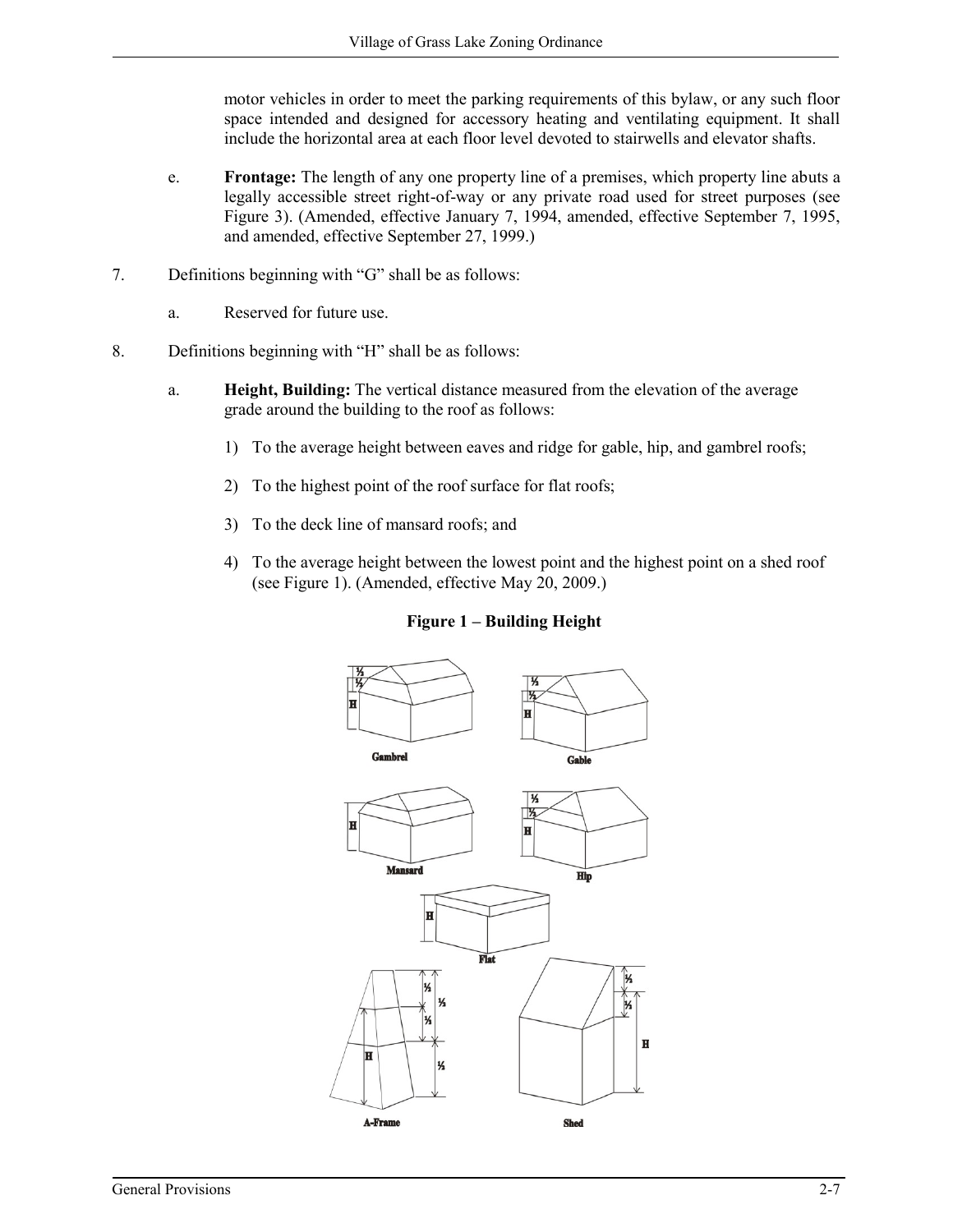motor vehicles in order to meet the parking requirements of this bylaw, or any such floor space intended and designed for accessory heating and ventilating equipment. It shall include the horizontal area at each floor level devoted to stairwells and elevator shafts.

e. **Frontage:** The length of any one property line of a premises, which property line abuts a legally accessible street right-of-way or any private road used for street purposes (see Figure 3). (Amended, effective January 7, 1994, amended, effective September 7, 1995, and amended, effective September 27, 1999.)

7. Definitions beginning with "G" shall be as follows:

   a. Reserved for future use.

8. Definitions beginning with "H" shall be as follows:

   a. **Height, Building:** The vertical distance measured from the elevation of the average grade around the building to the roof as follows:

      1) To the average height between eaves and ridge for gable, hip, and gambrel roofs;

      2) To the highest point of the roof surface for flat roofs;

      3) To the deck line of mansard roofs; and

      4) To the average height between the lowest point and the highest point on a shed roof (see Figure 1). (Amended, effective May 20, 2009.)

**Figure 1 – Building Height**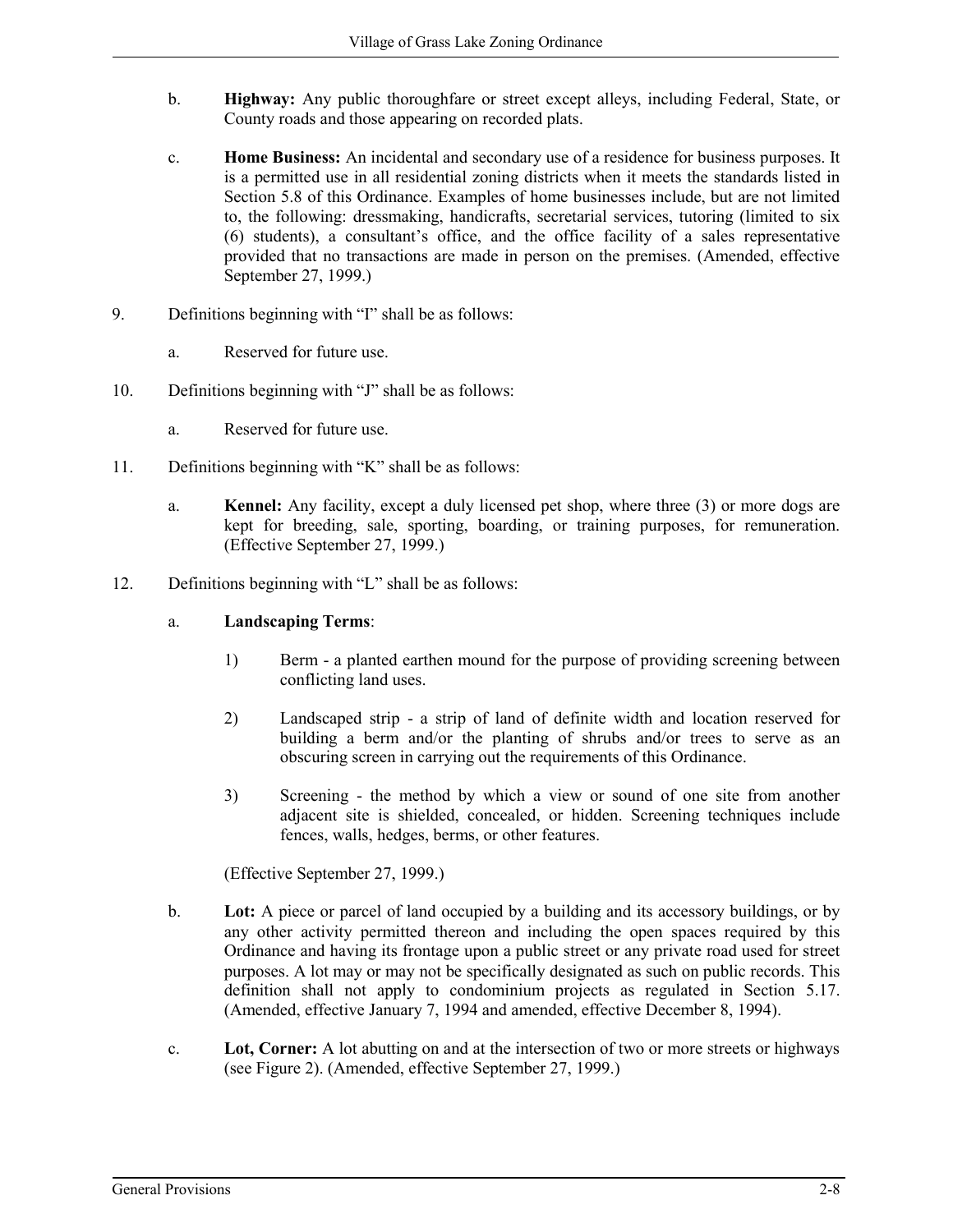b. **Highway:** Any public thoroughfare or street except alleys, including Federal, State, or County roads and those appearing on recorded plats.

c. **Home Business:** An incidental and secondary use of a residence for business purposes. It is a permitted use in all residential zoning districts when it meets the standards listed in Section 5.8 of this Ordinance. Examples of home businesses include, but are not limited to, the following: dressmaking, handicrafts, secretarial services, tutoring (limited to six (6) students), a consultant's office, and the office facility of a sales representative provided that no transactions are made in person on the premises. (Amended, effective September 27, 1999.)

9. Definitions beginning with "I" shall be as follows:

   a. Reserved for future use.

10. Definitions beginning with "J" shall be as follows:

    a. Reserved for future use.

11. Definitions beginning with "K" shall be as follows:

    a. **Kennel:** Any facility, except a duly licensed pet shop, where three (3) or more dogs are kept for breeding, sale, sporting, boarding, or training purposes, for remuneration. (Effective September 27, 1999.)

12. Definitions beginning with "L" shall be as follows:

    a. **Landscaping Terms**:

       1) Berm - a planted earthen mound for the purpose of providing screening between conflicting land uses.

       2) Landscaped strip - a strip of land of definite width and location reserved for building a berm and/or the planting of shrubs and/or trees to serve as an obscuring screen in carrying out the requirements of this Ordinance.

       3) Screening - the method by which a view or sound of one site from another adjacent site is shielded, concealed, or hidden. Screening techniques include fences, walls, hedges, berms, or other features.

       (Effective September 27, 1999.)

    b. **Lot:** A piece or parcel of land occupied by a building and its accessory buildings, or by any other activity permitted thereon and including the open spaces required by this Ordinance and having its frontage upon a public street or any private road used for street purposes. A lot may or may not be specifically designated as such on public records. This definition shall not apply to condominium projects as regulated in Section 5.17. (Amended, effective January 7, 1994 and amended, effective December 8, 1994).

    c. **Lot, Corner:** A lot abutting on and at the intersection of two or more streets or highways (see Figure 2). (Amended, effective September 27, 1999.)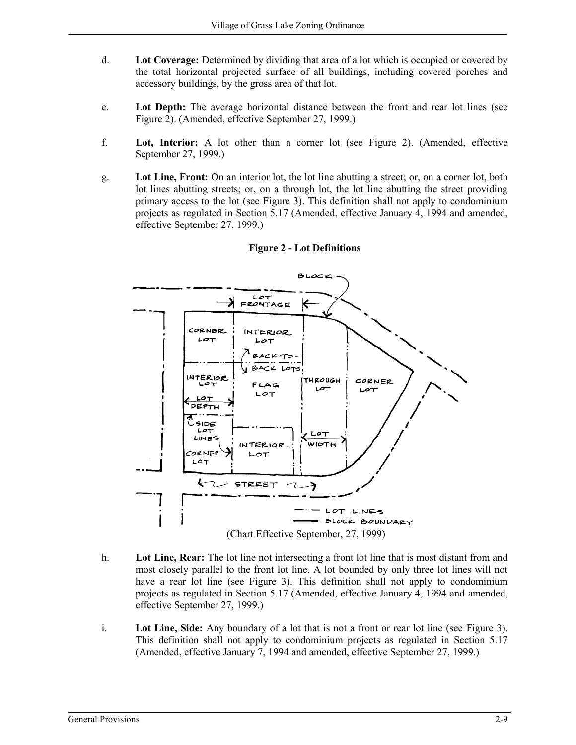d. **Lot Coverage:** Determined by dividing that area of a lot which is occupied or covered by the total horizontal projected surface of all buildings, including covered porches and accessory buildings, by the gross area of that lot.

e. **Lot Depth:** The average horizontal distance between the front and rear lot lines (see Figure 2). (Amended, effective September 27, 1999.)

f. **Lot, Interior:** A lot other than a corner lot (see Figure 2). (Amended, effective September 27, 1999.)

g. **Lot Line, Front:** On an interior lot, the lot line abutting a street; or, on a corner lot, both lot lines abutting streets; or, on a through lot, the lot line abutting the street providing primary access to the lot (see Figure 3). This definition shall not apply to condominium projects as regulated in Section 5.17 (Amended, effective January 4, 1994 and amended, effective September 27, 1999.)

**Figure 2 - Lot Definitions**

(Chart Effective September, 27, 1999)

h. **Lot Line, Rear:** The lot line not intersecting a front lot line that is most distant from and most closely parallel to the front lot line. A lot bounded by only three lot lines will not have a rear lot line (see Figure 3). This definition shall not apply to condominium projects as regulated in Section 5.17 (Amended, effective January 4, 1994 and amended, effective September 27, 1999.)

i. **Lot Line, Side:** Any boundary of a lot that is not a front or rear lot line (see Figure 3). This definition shall not apply to condominium projects as regulated in Section 5.17 (Amended, effective January 7, 1994 and amended, effective September 27, 1999.)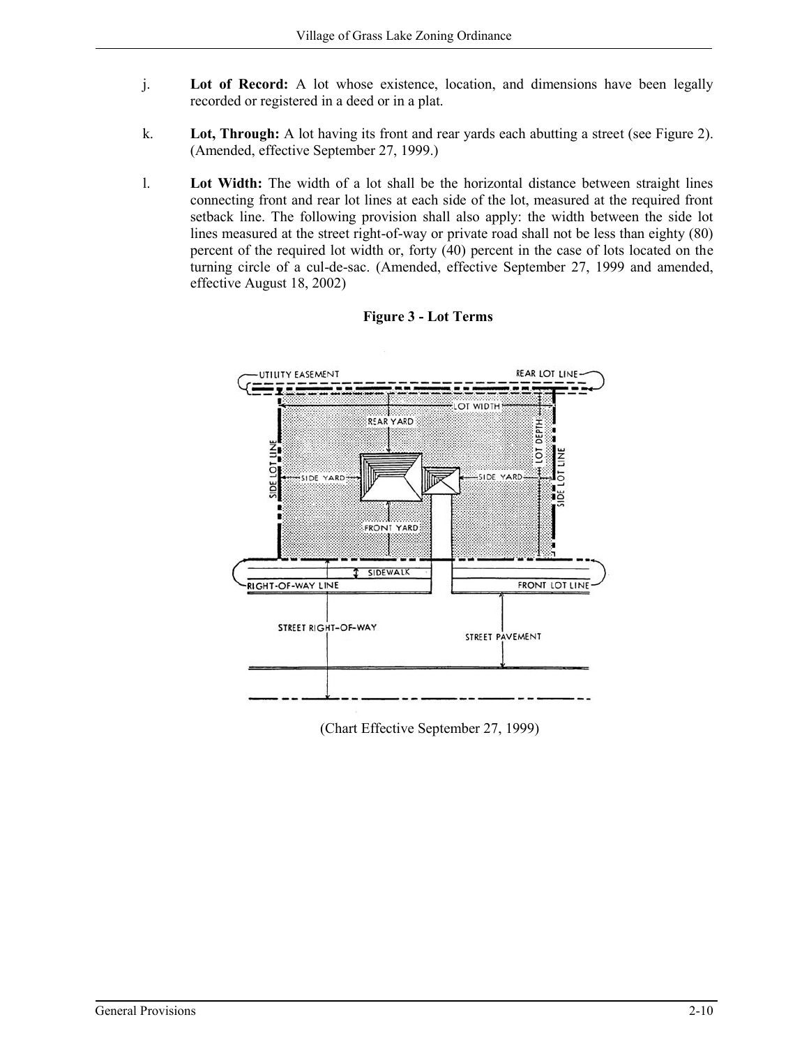j. **Lot of Record:** A lot whose existence, location, and dimensions have been legally recorded or registered in a deed or in a plat.

k. **Lot, Through:** A lot having its front and rear yards each abutting a street (see Figure 2). (Amended, effective September 27, 1999.)

l. **Lot Width:** The width of a lot shall be the horizontal distance between straight lines connecting front and rear lot lines at each side of the lot, measured at the required front setback line. The following provision shall also apply: the width between the side lot lines measured at the street right-of-way or private road shall not be less than eighty (80) percent of the required lot width or, forty (40) percent in the case of lots located on the turning circle of a cul-de-sac. (Amended, effective September 27, 1999 and amended, effective August 18, 2002)

**Figure 3 - Lot Terms**

(Chart Effective September 27, 1999)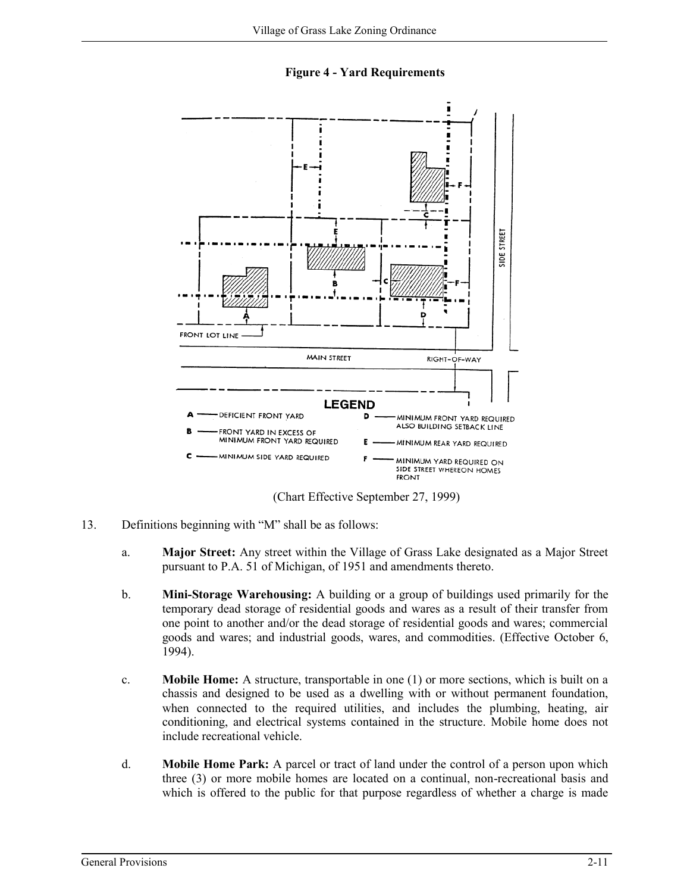**Figure 4 - Yard Requirements**

(Chart Effective September 27, 1999)

13. Definitions beginning with "M" shall be as follows:

    a. **Major Street:** Any street within the Village of Grass Lake designated as a Major Street pursuant to P.A. 51 of Michigan, of 1951 and amendments thereto.

    b. **Mini-Storage Warehousing:** A building or a group of buildings used primarily for the temporary dead storage of residential goods and wares as a result of their transfer from one point to another and/or the dead storage of residential goods and wares; commercial goods and wares; and industrial goods, wares, and commodities. (Effective October 6, 1994).

    c. **Mobile Home:** A structure, transportable in one (1) or more sections, which is built on a chassis and designed to be used as a dwelling with or without permanent foundation, when connected to the required utilities, and includes the plumbing, heating, air conditioning, and electrical systems contained in the structure. Mobile home does not include recreational vehicle.

    d. **Mobile Home Park:** A parcel or tract of land under the control of a person upon which three (3) or more mobile homes are located on a continual, non-recreational basis and which is offered to the public for that purpose regardless of whether a charge is made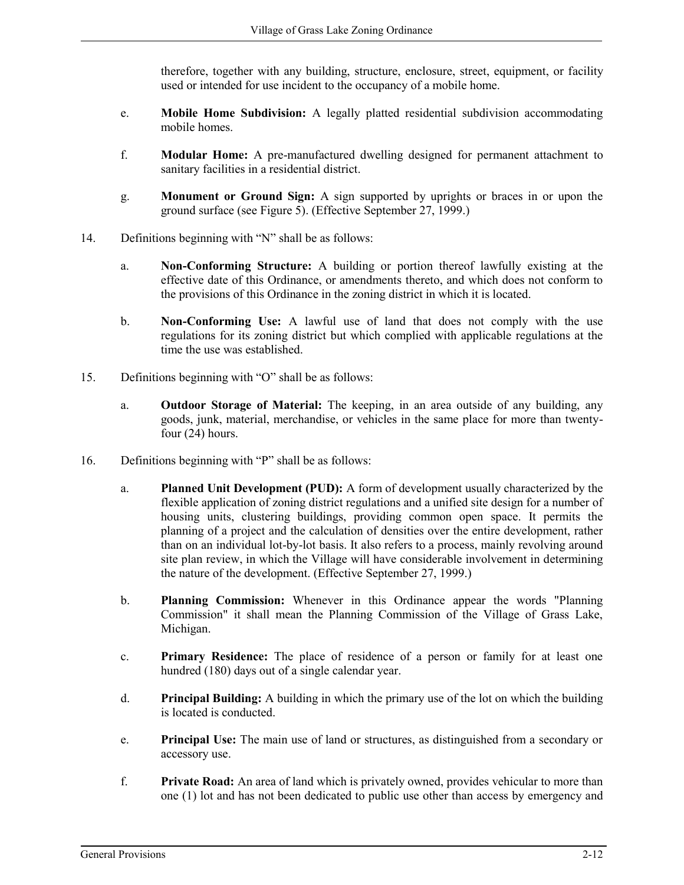therefore, together with any building, structure, enclosure, street, equipment, or facility used or intended for use incident to the occupancy of a mobile home.

e. **Mobile Home Subdivision:** A legally platted residential subdivision accommodating mobile homes.

f. **Modular Home:** A pre-manufactured dwelling designed for permanent attachment to sanitary facilities in a residential district.

g. **Monument or Ground Sign:** A sign supported by uprights or braces in or upon the ground surface (see Figure 5). (Effective September 27, 1999.)

14. Definitions beginning with "N" shall be as follows:

a. **Non-Conforming Structure:** A building or portion thereof lawfully existing at the effective date of this Ordinance, or amendments thereto, and which does not conform to the provisions of this Ordinance in the zoning district in which it is located.

b. **Non-Conforming Use:** A lawful use of land that does not comply with the use regulations for its zoning district but which complied with applicable regulations at the time the use was established.

15. Definitions beginning with "O" shall be as follows:

a. **Outdoor Storage of Material:** The keeping, in an area outside of any building, any goods, junk, material, merchandise, or vehicles in the same place for more than twenty-four (24) hours.

16. Definitions beginning with "P" shall be as follows:

a. **Planned Unit Development (PUD):** A form of development usually characterized by the flexible application of zoning district regulations and a unified site design for a number of housing units, clustering buildings, providing common open space. It permits the planning of a project and the calculation of densities over the entire development, rather than on an individual lot-by-lot basis. It also refers to a process, mainly revolving around site plan review, in which the Village will have considerable involvement in determining the nature of the development. (Effective September 27, 1999.)

b. **Planning Commission:** Whenever in this Ordinance appear the words "Planning Commission" it shall mean the Planning Commission of the Village of Grass Lake, Michigan.

c. **Primary Residence:** The place of residence of a person or family for at least one hundred (180) days out of a single calendar year.

d. **Principal Building:** A building in which the primary use of the lot on which the building is located is conducted.

e. **Principal Use:** The main use of land or structures, as distinguished from a secondary or accessory use.

f. **Private Road:** An area of land which is privately owned, provides vehicular to more than one (1) lot and has not been dedicated to public use other than access by emergency and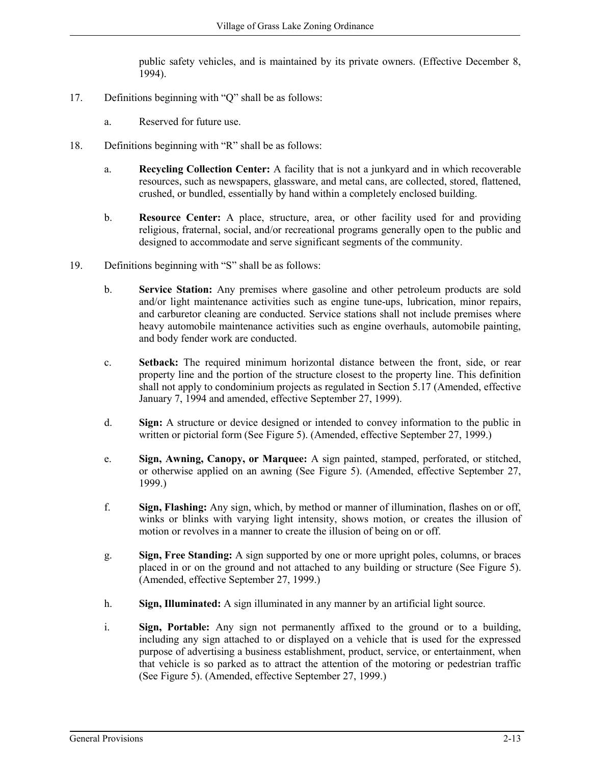public safety vehicles, and is maintained by its private owners. (Effective December 8, 1994).

17. Definitions beginning with "Q" shall be as follows:

    a. Reserved for future use.

18. Definitions beginning with "R" shall be as follows:

    a. **Recycling Collection Center:** A facility that is not a junkyard and in which recoverable resources, such as newspapers, glassware, and metal cans, are collected, stored, flattened, crushed, or bundled, essentially by hand within a completely enclosed building.

    b. **Resource Center:** A place, structure, area, or other facility used for and providing religious, fraternal, social, and/or recreational programs generally open to the public and designed to accommodate and serve significant segments of the community.

19. Definitions beginning with "S" shall be as follows:

    b. **Service Station:** Any premises where gasoline and other petroleum products are sold and/or light maintenance activities such as engine tune-ups, lubrication, minor repairs, and carburetor cleaning are conducted. Service stations shall not include premises where heavy automobile maintenance activities such as engine overhauls, automobile painting, and body fender work are conducted.

    c. **Setback:** The required minimum horizontal distance between the front, side, or rear property line and the portion of the structure closest to the property line. This definition shall not apply to condominium projects as regulated in Section 5.17 (Amended, effective January 7, 1994 and amended, effective September 27, 1999).

    d. **Sign:** A structure or device designed or intended to convey information to the public in written or pictorial form (See Figure 5). (Amended, effective September 27, 1999.)

    e. **Sign, Awning, Canopy, or Marquee:** A sign painted, stamped, perforated, or stitched, or otherwise applied on an awning (See Figure 5). (Amended, effective September 27, 1999.)

    f. **Sign, Flashing:** Any sign, which, by method or manner of illumination, flashes on or off, winks or blinks with varying light intensity, shows motion, or creates the illusion of motion or revolves in a manner to create the illusion of being on or off.

    g. **Sign, Free Standing:** A sign supported by one or more upright poles, columns, or braces placed in or on the ground and not attached to any building or structure (See Figure 5). (Amended, effective September 27, 1999.)

    h. **Sign, Illuminated:** A sign illuminated in any manner by an artificial light source.

    i. **Sign, Portable:** Any sign not permanently affixed to the ground or to a building, including any sign attached to or displayed on a vehicle that is used for the expressed purpose of advertising a business establishment, product, service, or entertainment, when that vehicle is so parked as to attract the attention of the motoring or pedestrian traffic (See Figure 5). (Amended, effective September 27, 1999.)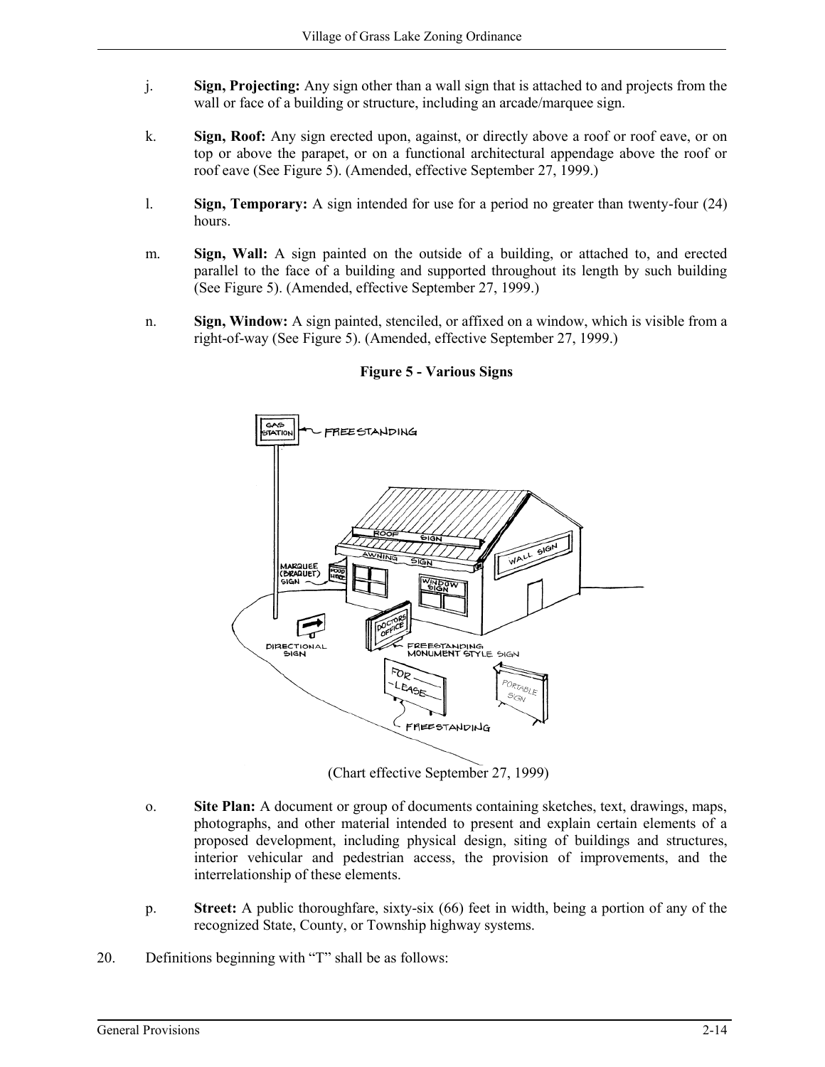j. **Sign, Projecting:** Any sign other than a wall sign that is attached to and projects from the wall or face of a building or structure, including an arcade/marquee sign.

k. **Sign, Roof:** Any sign erected upon, against, or directly above a roof or roof eave, or on top or above the parapet, or on a functional architectural appendage above the roof or roof eave (See Figure 5). (Amended, effective September 27, 1999.)

l. **Sign, Temporary:** A sign intended for use for a period no greater than twenty-four (24) hours.

m. **Sign, Wall:** A sign painted on the outside of a building, or attached to, and erected parallel to the face of a building and supported throughout its length by such building (See Figure 5). (Amended, effective September 27, 1999.)

n. **Sign, Window:** A sign painted, stenciled, or affixed on a window, which is visible from a right-of-way (See Figure 5). (Amended, effective September 27, 1999.)

**Figure 5 - Various Signs**

(Chart effective September 27, 1999)

o. **Site Plan:** A document or group of documents containing sketches, text, drawings, maps, photographs, and other material intended to present and explain certain elements of a proposed development, including physical design, siting of buildings and structures, interior vehicular and pedestrian access, the provision of improvements, and the interrelationship of these elements.

p. **Street:** A public thoroughfare, sixty-six (66) feet in width, being a portion of any of the recognized State, County, or Township highway systems.

20. Definitions beginning with "T" shall be as follows: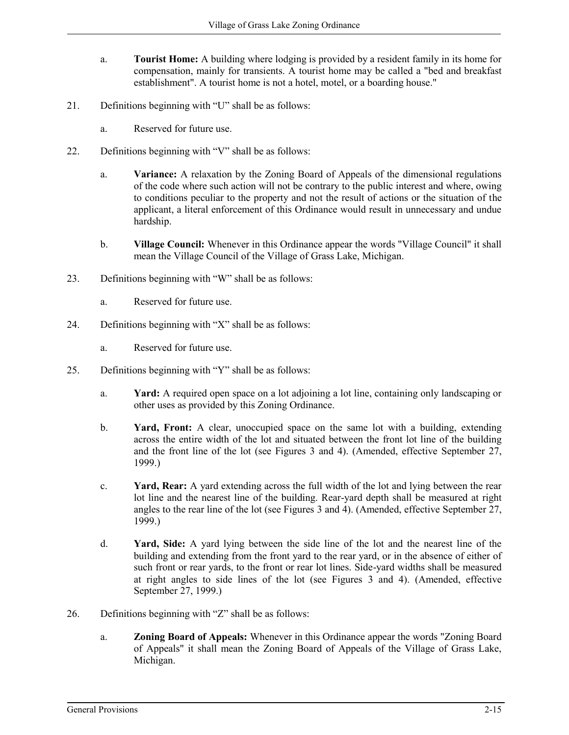a. **Tourist Home:** A building where lodging is provided by a resident family in its home for compensation, mainly for transients. A tourist home may be called a "bed and breakfast establishment". A tourist home is not a hotel, motel, or a boarding house."

21. Definitions beginning with "U" shall be as follows:

    a. Reserved for future use.

22. Definitions beginning with "V" shall be as follows:

    a. **Variance:** A relaxation by the Zoning Board of Appeals of the dimensional regulations of the code where such action will not be contrary to the public interest and where, owing to conditions peculiar to the property and not the result of actions or the situation of the applicant, a literal enforcement of this Ordinance would result in unnecessary and undue hardship.

    b. **Village Council:** Whenever in this Ordinance appear the words "Village Council" it shall mean the Village Council of the Village of Grass Lake, Michigan.

23. Definitions beginning with "W" shall be as follows:

    a. Reserved for future use.

24. Definitions beginning with "X" shall be as follows:

    a. Reserved for future use.

25. Definitions beginning with "Y" shall be as follows:

    a. **Yard:** A required open space on a lot adjoining a lot line, containing only landscaping or other uses as provided by this Zoning Ordinance.

    b. **Yard, Front:** A clear, unoccupied space on the same lot with a building, extending across the entire width of the lot and situated between the front lot line of the building and the front line of the lot (see Figures 3 and 4). (Amended, effective September 27, 1999.)

    c. **Yard, Rear:** A yard extending across the full width of the lot and lying between the rear lot line and the nearest line of the building. Rear-yard depth shall be measured at right angles to the rear line of the lot (see Figures 3 and 4). (Amended, effective September 27, 1999.)

    d. **Yard, Side:** A yard lying between the side line of the lot and the nearest line of the building and extending from the front yard to the rear yard, or in the absence of either of such front or rear yards, to the front or rear lot lines. Side-yard widths shall be measured at right angles to side lines of the lot (see Figures 3 and 4). (Amended, effective September 27, 1999.)

26. Definitions beginning with "Z" shall be as follows:

    a. **Zoning Board of Appeals:** Whenever in this Ordinance appear the words "Zoning Board of Appeals" it shall mean the Zoning Board of Appeals of the Village of Grass Lake, Michigan.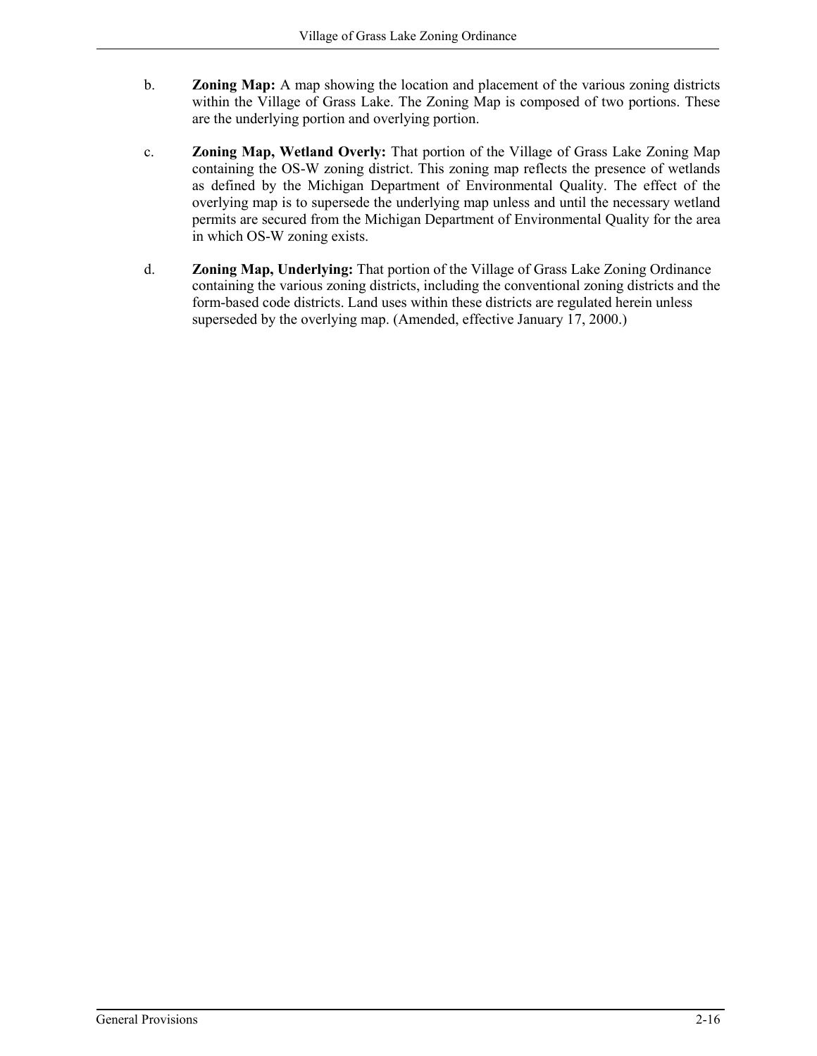b. **Zoning Map:** A map showing the location and placement of the various zoning districts within the Village of Grass Lake. The Zoning Map is composed of two portions. These are the underlying portion and overlying portion.

c. **Zoning Map, Wetland Overly:** That portion of the Village of Grass Lake Zoning Map containing the OS-W zoning district. This zoning map reflects the presence of wetlands as defined by the Michigan Department of Environmental Quality. The effect of the overlying map is to supersede the underlying map unless and until the necessary wetland permits are secured from the Michigan Department of Environmental Quality for the area in which OS-W zoning exists.

d. **Zoning Map, Underlying:** That portion of the Village of Grass Lake Zoning Ordinance containing the various zoning districts, including the conventional zoning districts and the form-based code districts. Land uses within these districts are regulated herein unless superseded by the overlying map. (Amended, effective January 17, 2000.)